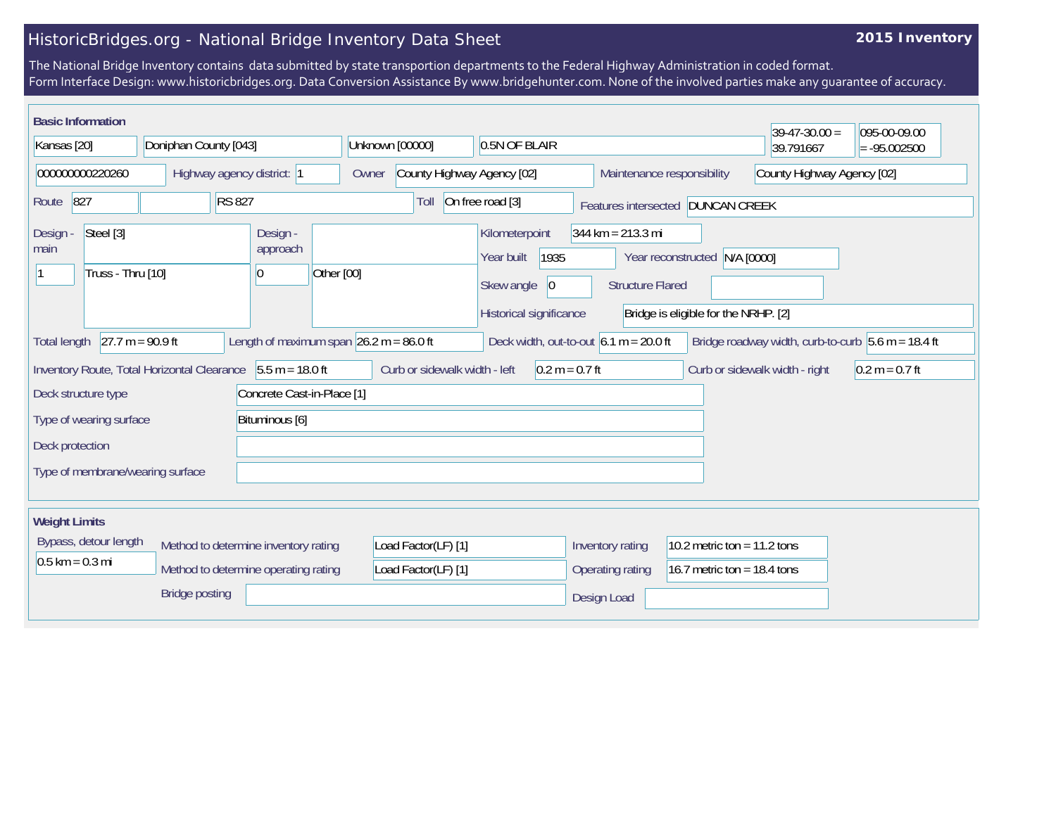# HistoricBridges.org - National Bridge Inventory Data Sheet

**2015 Inventory**

The National Bridge Inventory contains data submitted by state transportion departments to the Federal Highway Administration in coded format.
Form Interface Design: www.historicbridges.org. Data Conversion Assistance By www.bridgehunter.com. None of the involved parties make any guarantee of accuracy.

## Basic Information

| | |
|---|---|
| State | Kansas [20] |
| County | Doniphan County [043] |
| Place | Unknown [00000] |
| Location | 0.5N OF BLAIR |
| Latitude | 39-47-30.00 = 39.791667 |
| Longitude | 095-00-09.00 = -95.002500 |
| Structure number | 000000000220260 |
| Highway agency district | 1 |
| Owner | County Highway Agency [02] |
| Maintenance responsibility | County Highway Agency [02] |
| Route | 827 |
| Route name | RS 827 |
| Toll | On free road [3] |
| Features intersected | DUNCAN CREEK |
| Design - main | Steel [3] |
| Design - main (spans) | 1 |
| Design - main (type) | Truss - Thru [10] |
| Design - approach | |
| Design - approach (spans) | 0 |
| Design - approach (type) | Other [00] |
| Kilometerpoint | 344 km = 213.3 mi |
| Year built | 1935 |
| Year reconstructed | N/A [0000] |
| Skew angle | 0 |
| Structure Flared | |
| Historical significance | Bridge is eligible for the NRHP. [2] |
| Total length | 27.7 m = 90.9 ft |
| Length of maximum span | 26.2 m = 86.0 ft |
| Deck width, out-to-out | 6.1 m = 20.0 ft |
| Bridge roadway width, curb-to-curb | 5.6 m = 18.4 ft |
| Inventory Route, Total Horizontal Clearance | 5.5 m = 18.0 ft |
| Curb or sidewalk width - left | 0.2 m = 0.7 ft |
| Curb or sidewalk width - right | 0.2 m = 0.7 ft |
| Deck structure type | Concrete Cast-in-Place [1] |
| Type of wearing surface | Bituminous [6] |
| Deck protection | |
| Type of membrane/wearing surface | |

## Weight Limits

| | |
|---|---|
| Bypass, detour length | 0.5 km = 0.3 mi |
| Method to determine inventory rating | Load Factor(LF) [1] |
| Method to determine operating rating | Load Factor(LF) [1] |
| Inventory rating | 10.2 metric ton = 11.2 tons |
| Operating rating | 16.7 metric ton = 18.4 tons |
| Bridge posting | |
| Design Load | |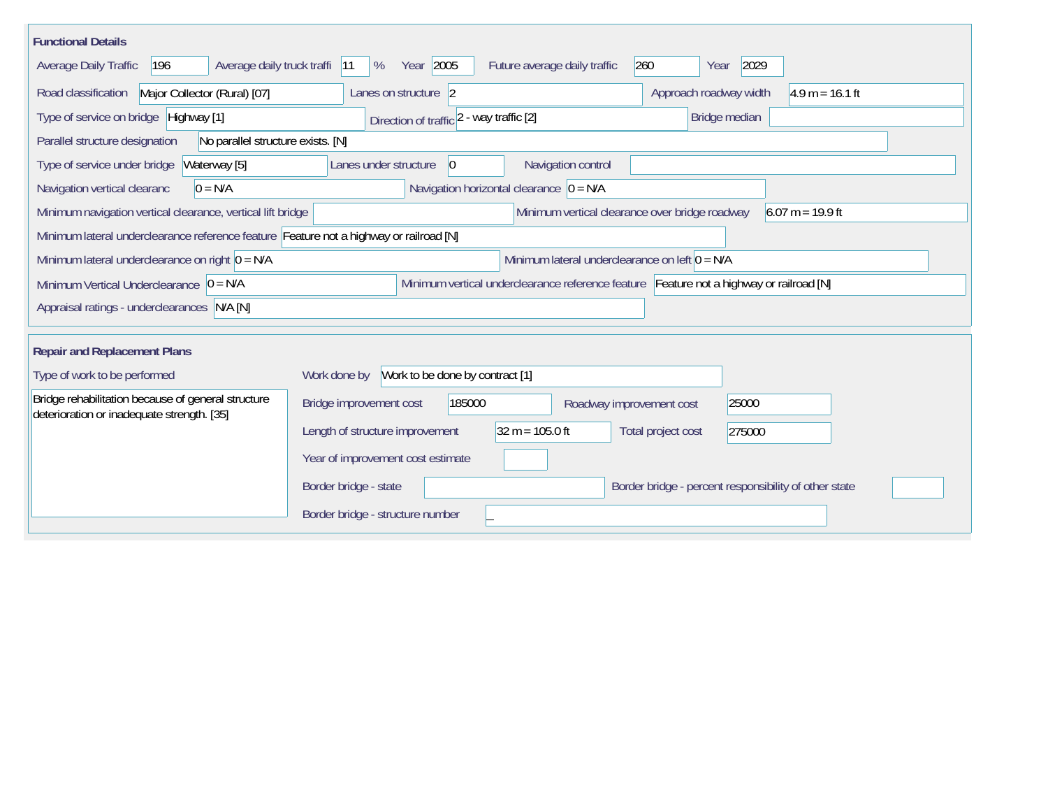## Functional Details

Average Daily Traffic: 196

Average daily truck traffi: 11 %

Year: 2005

Future average daily traffic: 260

Year: 2029

Road classification: Major Collector (Rural) [07]

Lanes on structure: 2

Approach roadway width: 4.9 m = 16.1 ft

Type of service on bridge: Highway [1]

Direction of traffic: 2 - way traffic [2]

Bridge median:

Parallel structure designation: No parallel structure exists. [N]

Type of service under bridge: Waterway [5]

Lanes under structure: 0

Navigation control:

Navigation vertical clearanc: 0 = N/A

Navigation horizontal clearance: 0 = N/A

Minimum navigation vertical clearance, vertical lift bridge:

Minimum vertical clearance over bridge roadway: 6.07 m = 19.9 ft

Minimum lateral underclearance reference feature: Feature not a highway or railroad [N]

Minimum lateral underclearance on right: 0 = N/A

Minimum lateral underclearance on left: 0 = N/A

Minimum Vertical Underclearance: 0 = N/A

Minimum vertical underclearance reference feature: Feature not a highway or railroad [N]

Appraisal ratings - underclearances: N/A [N]

## Repair and Replacement Plans

Type of work to be performed:

Bridge rehabilitation because of general structure deterioration or inadequate strength. [35]

Work done by: Work to be done by contract [1]

Bridge improvement cost: 185000

Roadway improvement cost: 25000

Length of structure improvement: 32 m = 105.0 ft

Total project cost: 275000

Year of improvement cost estimate:

Border bridge - state:

Border bridge - percent responsibility of other state:

Border bridge - structure number: _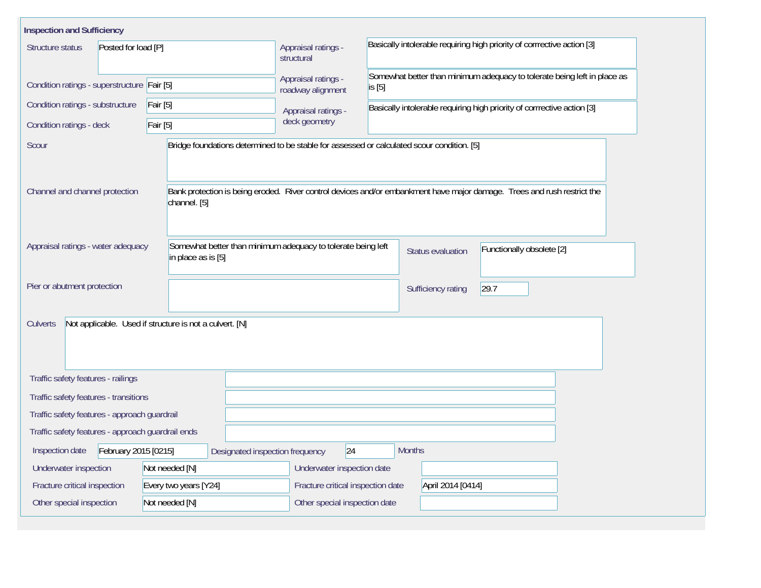## Inspection and Sufficiency

| | |
|---|---|
| Structure status | Posted for load [P] |
| Appraisal ratings - structural | Basically intolerable requiring high priority of corrrective action [3] |
| Condition ratings - superstructure | Fair [5] |
| Appraisal ratings - roadway alignment | Somewhat better than minimum adequacy to tolerate being left in place as is [5] |
| Condition ratings - substructure | Fair [5] |
| Appraisal ratings - deck geometry | Basically intolerable requiring high priority of corrrective action [3] |
| Condition ratings - deck | Fair [5] |
| Scour | Bridge foundations determined to be stable for assessed or calculated scour condition. [5] |
| Channel and channel protection | Bank protection is being eroded. River control devices and/or embankment have major damage. Trees and rush restrict the channel. [5] |
| Appraisal ratings - water adequacy | Somewhat better than minimum adequacy to tolerate being left in place as is [5] |
| Status evaluation | Functionally obsolete [2] |
| Pier or abutment protection | |
| Sufficiency rating | 29.7 |
| Culverts | Not applicable. Used if structure is not a culvert. [N] |
| Traffic safety features - railings | |
| Traffic safety features - transitions | |
| Traffic safety features - approach guardrail | |
| Traffic safety features - approach guardrail ends | |
| Inspection date | February 2015 [0215] |
| Designated inspection frequency | 24 Months |
| Underwater inspection | Not needed [N] |
| Underwater inspection date | |
| Fracture critical inspection | Every two years [Y24] |
| Fracture critical inspection date | April 2014 [0414] |
| Other special inspection | Not needed [N] |
| Other special inspection date | |